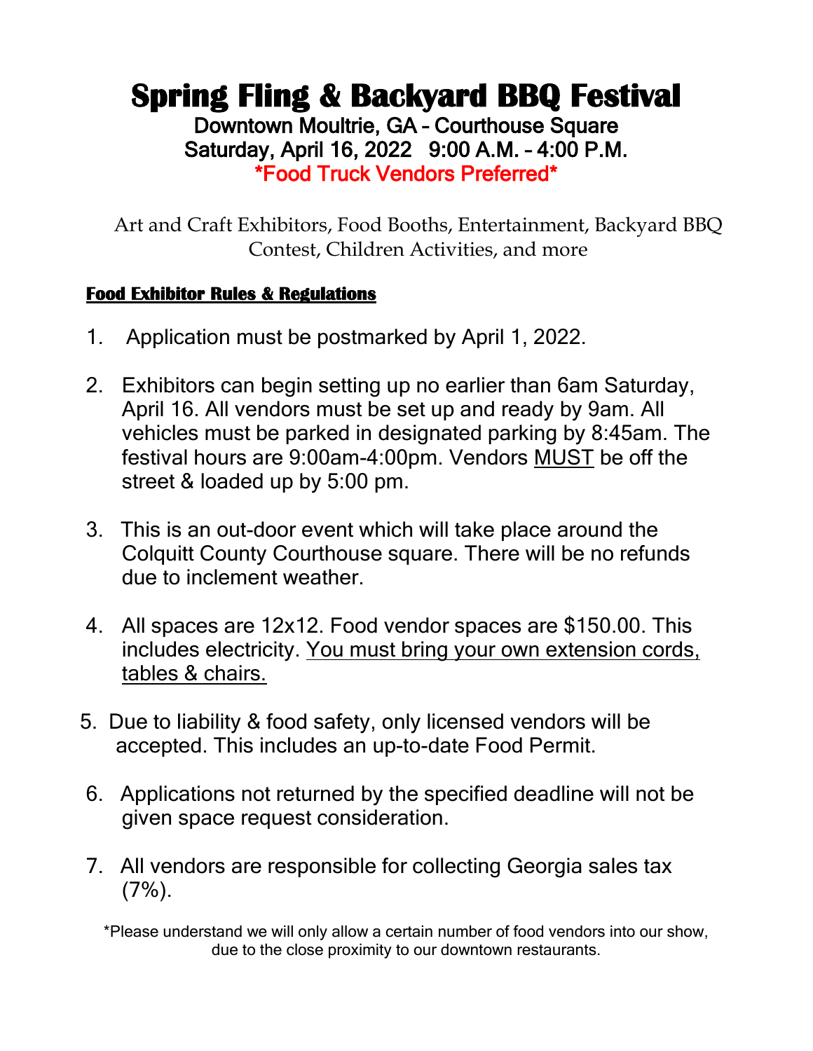# Spring Fling & Backyard BBQ Festival

**Downtown Moultrie, GA – Courthouse Square**

**Saturday, April 16, 2022 9:00 A.M. – 4:00 P.M.**

**\*Food Truck Vendors Preferred\***

Art and Craft Exhibitors, Food Booths, Entertainment, Backyard BBQ Contest, Children Activities, and more

## Food Exhibitor Rules & Regulations

1. Application must be postmarked by April 1, 2022.

2. Exhibitors can begin setting up no earlier than 6am Saturday, April 16. All vendors must be set up and ready by 9am. All vehicles must be parked in designated parking by 8:45am. The festival hours are 9:00am-4:00pm. Vendors MUST be off the street & loaded up by 5:00 pm.

3. This is an out-door event which will take place around the Colquitt County Courthouse square. There will be no refunds due to inclement weather.

4. All spaces are 12x12. Food vendor spaces are $150.00. This includes electricity. You must bring your own extension cords, tables & chairs.

5. Due to liability & food safety, only licensed vendors will be accepted. This includes an up-to-date Food Permit.

6. Applications not returned by the specified deadline will not be given space request consideration.

7. All vendors are responsible for collecting Georgia sales tax (7%).

*Please understand we will only allow a certain number of food vendors into our show, due to the close proximity to our downtown restaurants.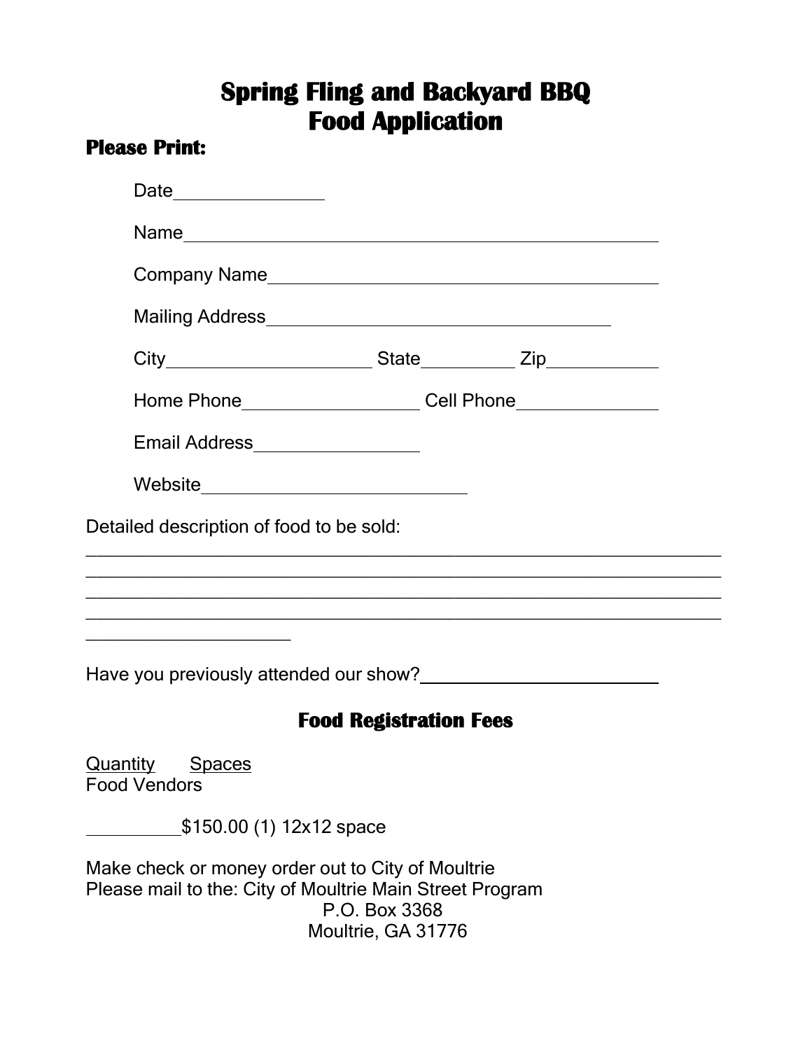# Spring Fling and Backyard BBQ
# Food Application

**Please Print:**

Date_______________

Name_________________________________________________

Company Name________________________________________

Mailing Address___________________________________

City____________________ State_________ Zip__________

Home Phone_________________ Cell Phone_____________

Email Address________________

Website___________________________

Detailed description of food to be sold:

_________________________________________________________________

_________________________________________________________________

_________________________________________________________________

_________________________________________________________________

_____________________

Have you previously attended our show?_______________________

## Food Registration Fees

<u>Quantity</u> <u>Spaces</u>

Food Vendors

__________$150.00 (1) 12x12 space

Make check or money order out to City of Moultrie

Please mail to the: City of Moultrie Main Street Program

P.O. Box 3368

Moultrie, GA 31776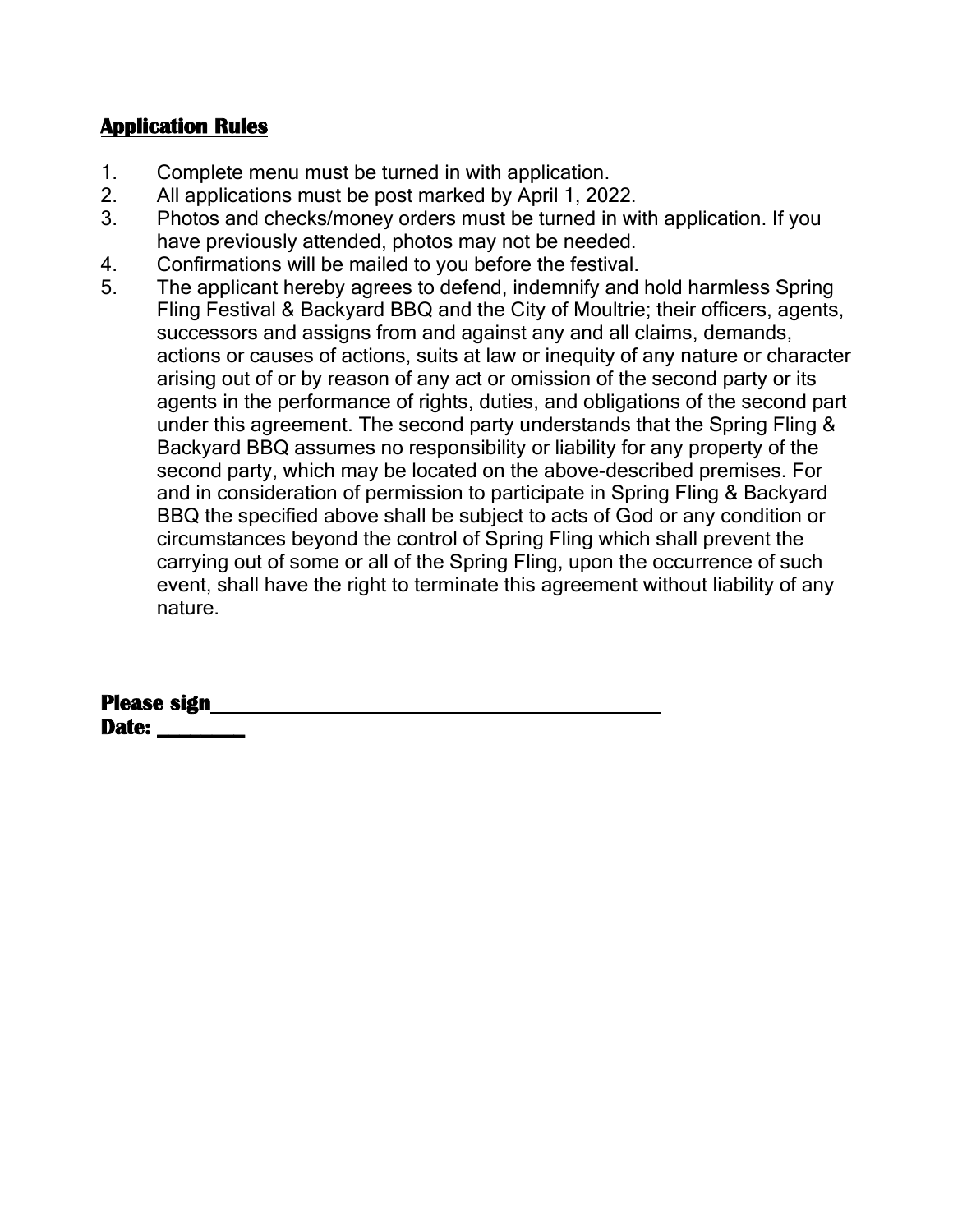## Application Rules

1. Complete menu must be turned in with application.
2. All applications must be post marked by April 1, 2022.
3. Photos and checks/money orders must be turned in with application. If you have previously attended, photos may not be needed.
4. Confirmations will be mailed to you before the festival.
5. The applicant hereby agrees to defend, indemnify and hold harmless Spring Fling Festival & Backyard BBQ and the City of Moultrie; their officers, agents, successors and assigns from and against any and all claims, demands, actions or causes of actions, suits at law or inequity of any nature or character arising out of or by reason of any act or omission of the second party or its agents in the performance of rights, duties, and obligations of the second part under this agreement. The second party understands that the Spring Fling & Backyard BBQ assumes no responsibility or liability for any property of the second party, which may be located on the above-described premises. For and in consideration of permission to participate in Spring Fling & Backyard BBQ the specified above shall be subject to acts of God or any condition or circumstances beyond the control of Spring Fling which shall prevent the carrying out of some or all of the Spring Fling, upon the occurrence of such event, shall have the right to terminate this agreement without liability of any nature.

**Please sign**\_\_\_\_\_\_\_\_\_\_\_\_\_\_\_\_\_\_\_\_\_\_\_\_\_\_\_\_\_\_\_\_\_\_\_\_\_\_\_\_

**Date:** \_\_\_\_\_\_\_\_